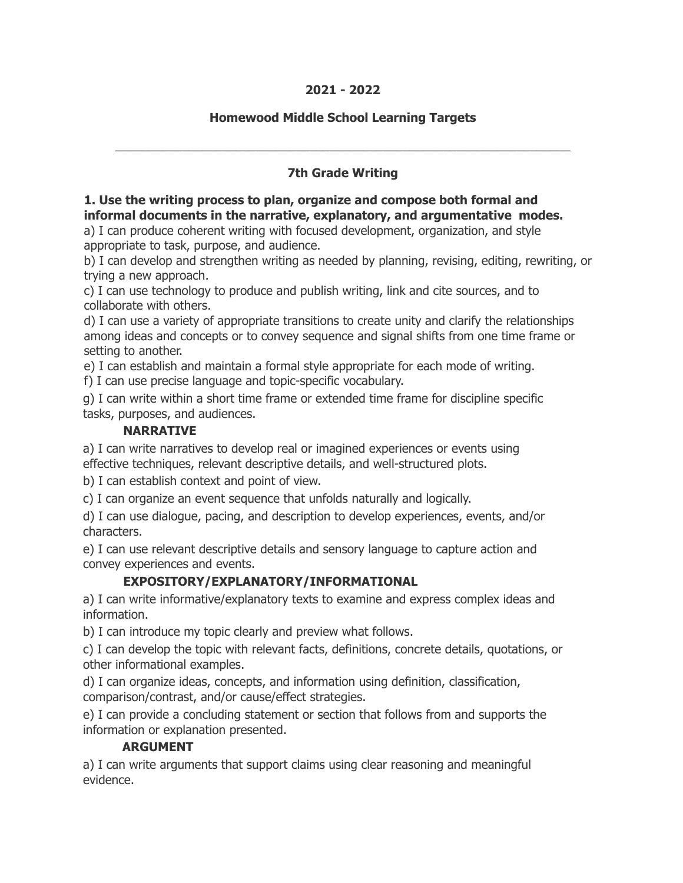# 2021 - 2022

## Homewood Middle School Learning Targets

---

## 7th Grade Writing

**1. Use the writing process to plan, organize and compose both formal and informal documents in the narrative, explanatory, and argumentative modes.**

a) I can produce coherent writing with focused development, organization, and style appropriate to task, purpose, and audience.

b) I can develop and strengthen writing as needed by planning, revising, editing, rewriting, or trying a new approach.

c) I can use technology to produce and publish writing, link and cite sources, and to collaborate with others.

d) I can use a variety of appropriate transitions to create unity and clarify the relationships among ideas and concepts or to convey sequence and signal shifts from one time frame or setting to another.

e) I can establish and maintain a formal style appropriate for each mode of writing.

f) I can use precise language and topic-specific vocabulary.

g) I can write within a short time frame or extended time frame for discipline specific tasks, purposes, and audiences.

**NARRATIVE**

a) I can write narratives to develop real or imagined experiences or events using effective techniques, relevant descriptive details, and well-structured plots.

b) I can establish context and point of view.

c) I can organize an event sequence that unfolds naturally and logically.

d) I can use dialogue, pacing, and description to develop experiences, events, and/or characters.

e) I can use relevant descriptive details and sensory language to capture action and convey experiences and events.

**EXPOSITORY/EXPLANATORY/INFORMATIONAL**

a) I can write informative/explanatory texts to examine and express complex ideas and information.

b) I can introduce my topic clearly and preview what follows.

c) I can develop the topic with relevant facts, definitions, concrete details, quotations, or other informational examples.

d) I can organize ideas, concepts, and information using definition, classification, comparison/contrast, and/or cause/effect strategies.

e) I can provide a concluding statement or section that follows from and supports the information or explanation presented.

**ARGUMENT**

a) I can write arguments that support claims using clear reasoning and meaningful evidence.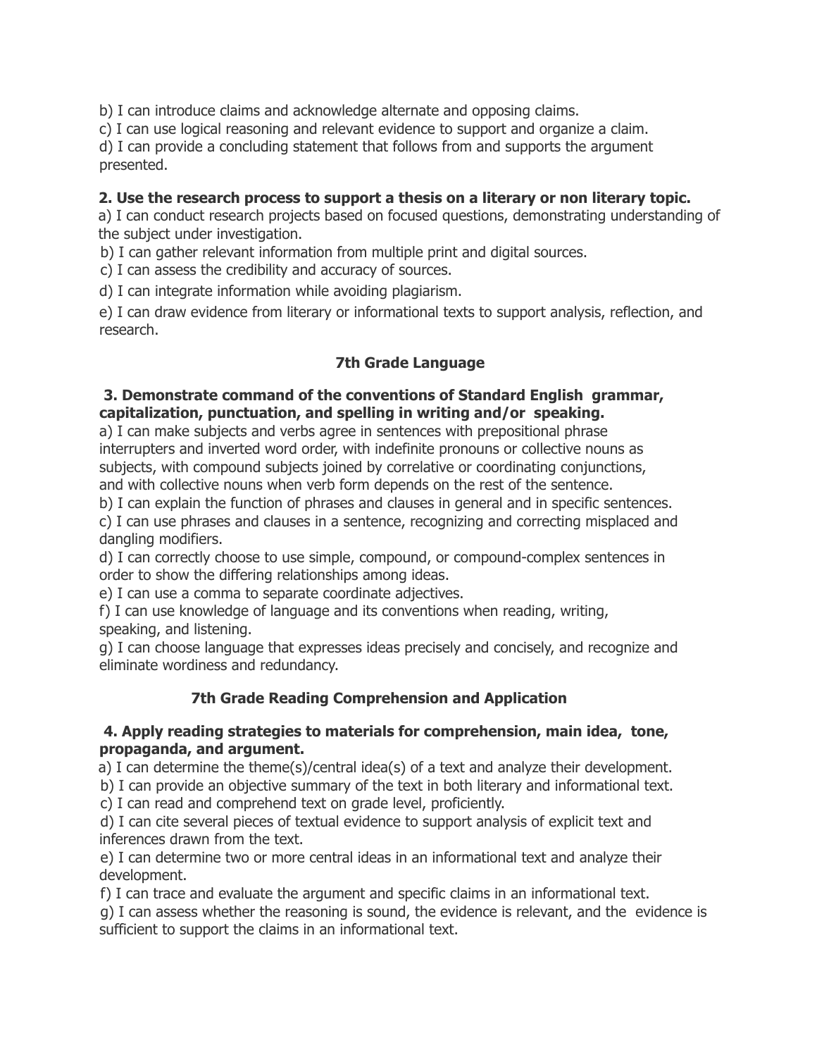b) I can introduce claims and acknowledge alternate and opposing claims.
c) I can use logical reasoning and relevant evidence to support and organize a claim.
d) I can provide a concluding statement that follows from and supports the argument presented.

**2. Use the research process to support a thesis on a literary or non literary topic.**
a) I can conduct research projects based on focused questions, demonstrating understanding of the subject under investigation.
b) I can gather relevant information from multiple print and digital sources.
c) I can assess the credibility and accuracy of sources.
d) I can integrate information while avoiding plagiarism.
e) I can draw evidence from literary or informational texts to support analysis, reflection, and research.

## 7th Grade Language

**3. Demonstrate command of the conventions of Standard English grammar, capitalization, punctuation, and spelling in writing and/or speaking.**
a) I can make subjects and verbs agree in sentences with prepositional phrase interrupters and inverted word order, with indefinite pronouns or collective nouns as subjects, with compound subjects joined by correlative or coordinating conjunctions, and with collective nouns when verb form depends on the rest of the sentence.
b) I can explain the function of phrases and clauses in general and in specific sentences.
c) I can use phrases and clauses in a sentence, recognizing and correcting misplaced and dangling modifiers.
d) I can correctly choose to use simple, compound, or compound-complex sentences in order to show the differing relationships among ideas.
e) I can use a comma to separate coordinate adjectives.
f) I can use knowledge of language and its conventions when reading, writing, speaking, and listening.
g) I can choose language that expresses ideas precisely and concisely, and recognize and eliminate wordiness and redundancy.

## 7th Grade Reading Comprehension and Application

**4. Apply reading strategies to materials for comprehension, main idea, tone, propaganda, and argument.**
a) I can determine the theme(s)/central idea(s) of a text and analyze their development.
b) I can provide an objective summary of the text in both literary and informational text.
c) I can read and comprehend text on grade level, proficiently.
d) I can cite several pieces of textual evidence to support analysis of explicit text and inferences drawn from the text.
e) I can determine two or more central ideas in an informational text and analyze their development.
f) I can trace and evaluate the argument and specific claims in an informational text.
g) I can assess whether the reasoning is sound, the evidence is relevant, and the evidence is sufficient to support the claims in an informational text.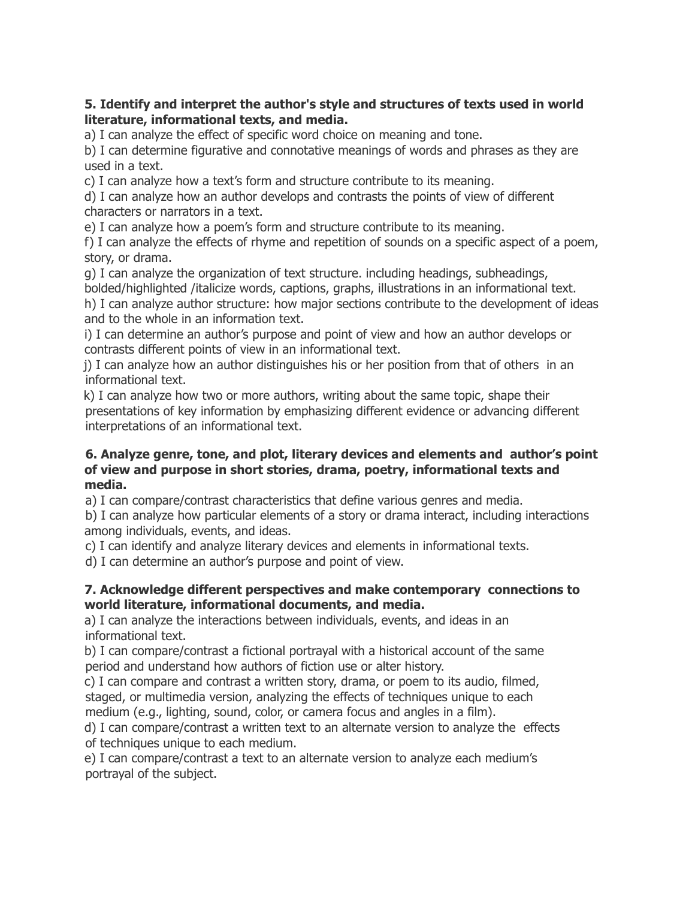**5. Identify and interpret the author's style and structures of texts used in world literature, informational texts, and media.**

a) I can analyze the effect of specific word choice on meaning and tone.

b) I can determine figurative and connotative meanings of words and phrases as they are used in a text.

c) I can analyze how a text's form and structure contribute to its meaning.

d) I can analyze how an author develops and contrasts the points of view of different characters or narrators in a text.

e) I can analyze how a poem's form and structure contribute to its meaning.

f) I can analyze the effects of rhyme and repetition of sounds on a specific aspect of a poem, story, or drama.

g) I can analyze the organization of text structure. including headings, subheadings, bolded/highlighted /italicize words, captions, graphs, illustrations in an informational text.

h) I can analyze author structure: how major sections contribute to the development of ideas and to the whole in an information text.

i) I can determine an author's purpose and point of view and how an author develops or contrasts different points of view in an informational text.

j) I can analyze how an author distinguishes his or her position from that of others in an informational text.

k) I can analyze how two or more authors, writing about the same topic, shape their presentations of key information by emphasizing different evidence or advancing different interpretations of an informational text.

**6. Analyze genre, tone, and plot, literary devices and elements and author's point of view and purpose in short stories, drama, poetry, informational texts and media.**

a) I can compare/contrast characteristics that define various genres and media.

b) I can analyze how particular elements of a story or drama interact, including interactions among individuals, events, and ideas.

c) I can identify and analyze literary devices and elements in informational texts.

d) I can determine an author's purpose and point of view.

**7. Acknowledge different perspectives and make contemporary connections to world literature, informational documents, and media.**

a) I can analyze the interactions between individuals, events, and ideas in an informational text.

b) I can compare/contrast a fictional portrayal with a historical account of the same period and understand how authors of fiction use or alter history.

c) I can compare and contrast a written story, drama, or poem to its audio, filmed, staged, or multimedia version, analyzing the effects of techniques unique to each medium (e.g., lighting, sound, color, or camera focus and angles in a film).

d) I can compare/contrast a written text to an alternate version to analyze the effects of techniques unique to each medium.

e) I can compare/contrast a text to an alternate version to analyze each medium's portrayal of the subject.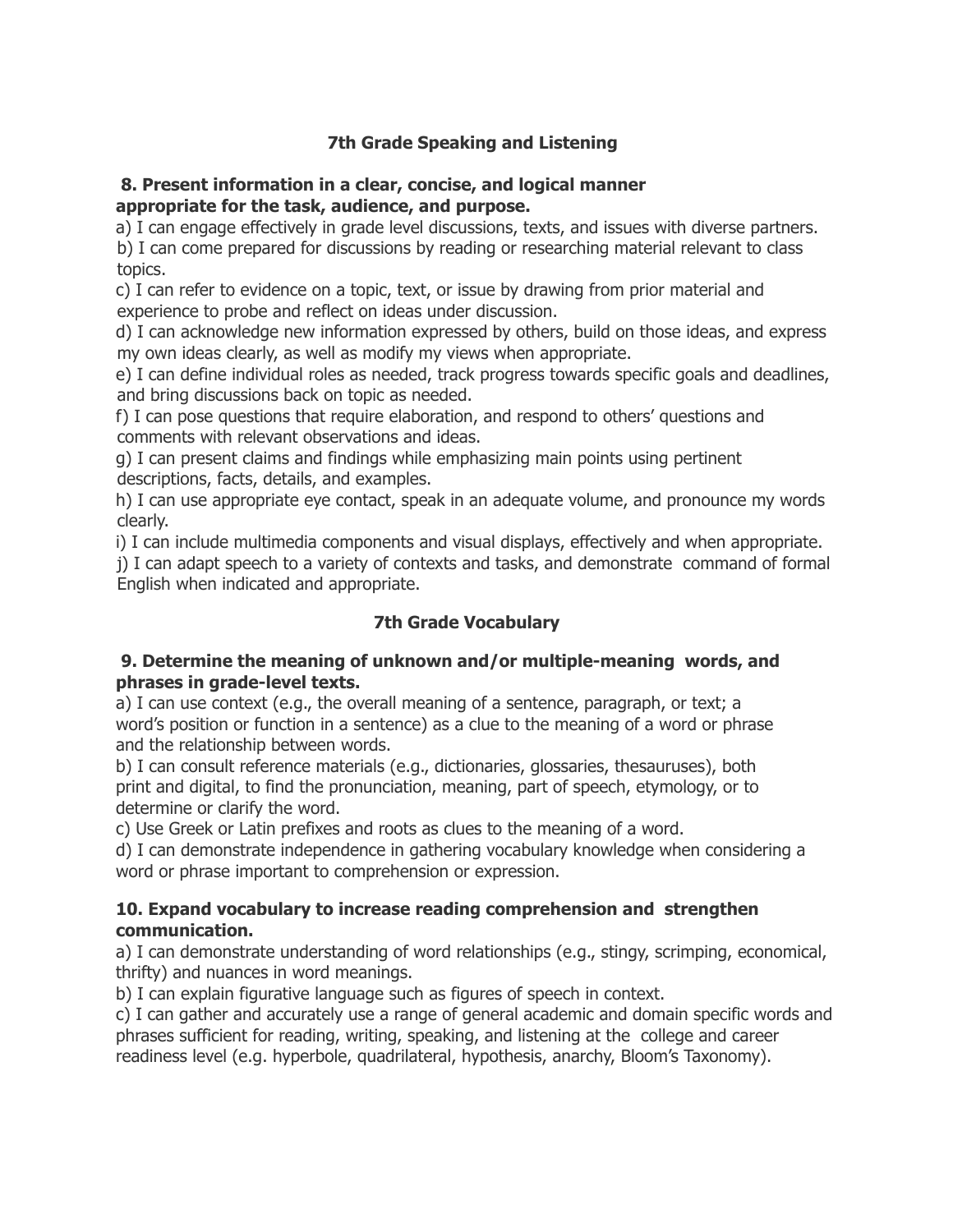## 7th Grade Speaking and Listening

**8. Present information in a clear, concise, and logical manner appropriate for the task, audience, and purpose.**

a) I can engage effectively in grade level discussions, texts, and issues with diverse partners.
b) I can come prepared for discussions by reading or researching material relevant to class topics.
c) I can refer to evidence on a topic, text, or issue by drawing from prior material and experience to probe and reflect on ideas under discussion.
d) I can acknowledge new information expressed by others, build on those ideas, and express my own ideas clearly, as well as modify my views when appropriate.
e) I can define individual roles as needed, track progress towards specific goals and deadlines, and bring discussions back on topic as needed.
f) I can pose questions that require elaboration, and respond to others' questions and comments with relevant observations and ideas.
g) I can present claims and findings while emphasizing main points using pertinent descriptions, facts, details, and examples.
h) I can use appropriate eye contact, speak in an adequate volume, and pronounce my words clearly.
i) I can include multimedia components and visual displays, effectively and when appropriate.
j) I can adapt speech to a variety of contexts and tasks, and demonstrate command of formal English when indicated and appropriate.

## 7th Grade Vocabulary

**9. Determine the meaning of unknown and/or multiple-meaning words, and phrases in grade-level texts.**

a) I can use context (e.g., the overall meaning of a sentence, paragraph, or text; a word's position or function in a sentence) as a clue to the meaning of a word or phrase and the relationship between words.
b) I can consult reference materials (e.g., dictionaries, glossaries, thesauruses), both print and digital, to find the pronunciation, meaning, part of speech, etymology, or to determine or clarify the word.
c) Use Greek or Latin prefixes and roots as clues to the meaning of a word.
d) I can demonstrate independence in gathering vocabulary knowledge when considering a word or phrase important to comprehension or expression.

**10. Expand vocabulary to increase reading comprehension and strengthen communication.**

a) I can demonstrate understanding of word relationships (e.g., stingy, scrimping, economical, thrifty) and nuances in word meanings.
b) I can explain figurative language such as figures of speech in context.
c) I can gather and accurately use a range of general academic and domain specific words and phrases sufficient for reading, writing, speaking, and listening at the college and career readiness level (e.g. hyperbole, quadrilateral, hypothesis, anarchy, Bloom's Taxonomy).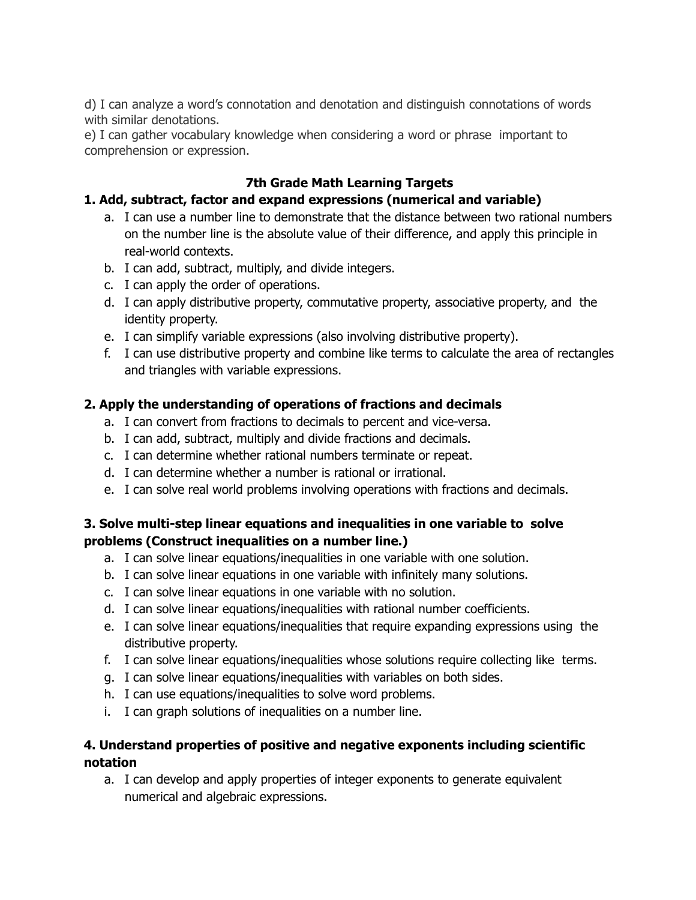d) I can analyze a word's connotation and denotation and distinguish connotations of words with similar denotations.

e) I can gather vocabulary knowledge when considering a word or phrase important to comprehension or expression.

## 7th Grade Math Learning Targets

### 1. Add, subtract, factor and expand expressions (numerical and variable)

a. I can use a number line to demonstrate that the distance between two rational numbers on the number line is the absolute value of their difference, and apply this principle in real-world contexts.
b. I can add, subtract, multiply, and divide integers.
c. I can apply the order of operations.
d. I can apply distributive property, commutative property, associative property, and the identity property.
e. I can simplify variable expressions (also involving distributive property).
f. I can use distributive property and combine like terms to calculate the area of rectangles and triangles with variable expressions.

### 2. Apply the understanding of operations of fractions and decimals

a. I can convert from fractions to decimals to percent and vice-versa.
b. I can add, subtract, multiply and divide fractions and decimals.
c. I can determine whether rational numbers terminate or repeat.
d. I can determine whether a number is rational or irrational.
e. I can solve real world problems involving operations with fractions and decimals.

### 3. Solve multi-step linear equations and inequalities in one variable to solve problems (Construct inequalities on a number line.)

a. I can solve linear equations/inequalities in one variable with one solution.
b. I can solve linear equations in one variable with infinitely many solutions.
c. I can solve linear equations in one variable with no solution.
d. I can solve linear equations/inequalities with rational number coefficients.
e. I can solve linear equations/inequalities that require expanding expressions using the distributive property.
f. I can solve linear equations/inequalities whose solutions require collecting like terms.
g. I can solve linear equations/inequalities with variables on both sides.
h. I can use equations/inequalities to solve word problems.
i. I can graph solutions of inequalities on a number line.

### 4. Understand properties of positive and negative exponents including scientific notation

a. I can develop and apply properties of integer exponents to generate equivalent numerical and algebraic expressions.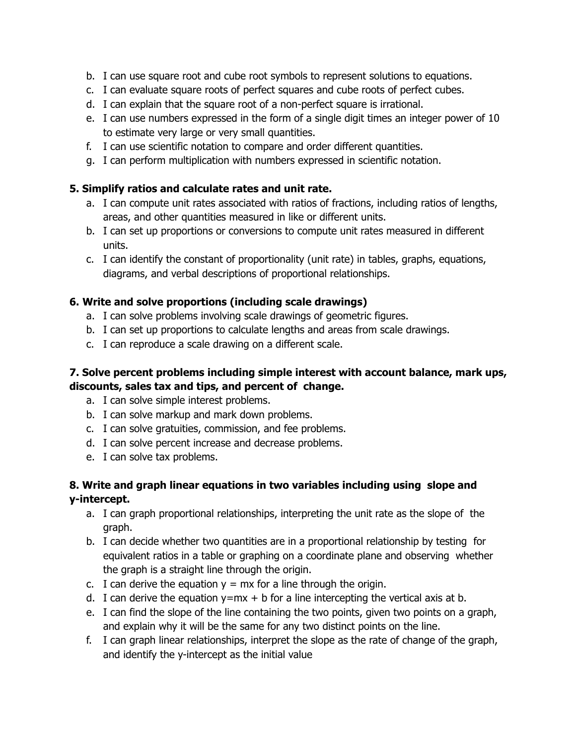b. I can use square root and cube root symbols to represent solutions to equations.
c. I can evaluate square roots of perfect squares and cube roots of perfect cubes.
d. I can explain that the square root of a non-perfect square is irrational.
e. I can use numbers expressed in the form of a single digit times an integer power of 10 to estimate very large or very small quantities.
f. I can use scientific notation to compare and order different quantities.
g. I can perform multiplication with numbers expressed in scientific notation.

**5. Simplify ratios and calculate rates and unit rate.**

a. I can compute unit rates associated with ratios of fractions, including ratios of lengths, areas, and other quantities measured in like or different units.
b. I can set up proportions or conversions to compute unit rates measured in different units.
c. I can identify the constant of proportionality (unit rate) in tables, graphs, equations, diagrams, and verbal descriptions of proportional relationships.

**6. Write and solve proportions (including scale drawings)**

a. I can solve problems involving scale drawings of geometric figures.
b. I can set up proportions to calculate lengths and areas from scale drawings.
c. I can reproduce a scale drawing on a different scale.

**7. Solve percent problems including simple interest with account balance, mark ups, discounts, sales tax and tips, and percent of change.**

a. I can solve simple interest problems.
b. I can solve markup and mark down problems.
c. I can solve gratuities, commission, and fee problems.
d. I can solve percent increase and decrease problems.
e. I can solve tax problems.

**8. Write and graph linear equations in two variables including using slope and y-intercept.**

a. I can graph proportional relationships, interpreting the unit rate as the slope of the graph.
b. I can decide whether two quantities are in a proportional relationship by testing for equivalent ratios in a table or graphing on a coordinate plane and observing whether the graph is a straight line through the origin.
c. I can derive the equation $y = mx$ for a line through the origin.
d. I can derive the equation $y=mx + b$ for a line intercepting the vertical axis at b.
e. I can find the slope of the line containing the two points, given two points on a graph, and explain why it will be the same for any two distinct points on the line.
f. I can graph linear relationships, interpret the slope as the rate of change of the graph, and identify the y-intercept as the initial value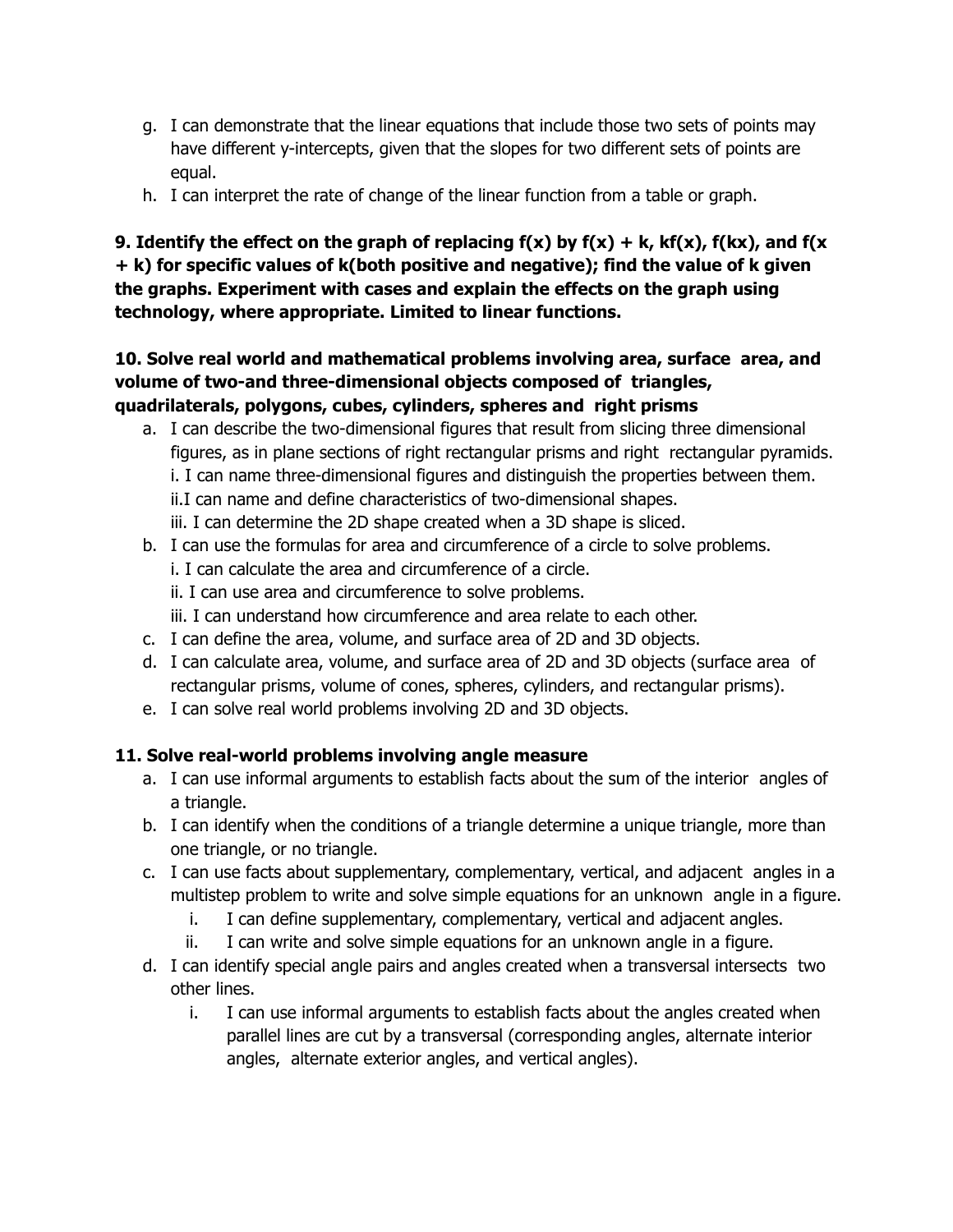g. I can demonstrate that the linear equations that include those two sets of points may have different y-intercepts, given that the slopes for two different sets of points are equal.
h. I can interpret the rate of change of the linear function from a table or graph.

**9. Identify the effect on the graph of replacing $f(x)$ by $f(x) + k$, $kf(x)$, $f(kx)$, and $f(x + k)$ for specific values of k(both positive and negative); find the value of k given the graphs. Experiment with cases and explain the effects on the graph using technology, where appropriate. Limited to linear functions.**

**10. Solve real world and mathematical problems involving area, surface area, and volume of two-and three-dimensional objects composed of triangles, quadrilaterals, polygons, cubes, cylinders, spheres and right prisms**

a. I can describe the two-dimensional figures that result from slicing three dimensional figures, as in plane sections of right rectangular prisms and right rectangular pyramids.
   i. I can name three-dimensional figures and distinguish the properties between them.
   ii. I can name and define characteristics of two-dimensional shapes.
   iii. I can determine the 2D shape created when a 3D shape is sliced.
b. I can use the formulas for area and circumference of a circle to solve problems.
   i. I can calculate the area and circumference of a circle.
   ii. I can use area and circumference to solve problems.
   iii. I can understand how circumference and area relate to each other.
c. I can define the area, volume, and surface area of 2D and 3D objects.
d. I can calculate area, volume, and surface area of 2D and 3D objects (surface area of rectangular prisms, volume of cones, spheres, cylinders, and rectangular prisms).
e. I can solve real world problems involving 2D and 3D objects.

**11. Solve real-world problems involving angle measure**

a. I can use informal arguments to establish facts about the sum of the interior angles of a triangle.
b. I can identify when the conditions of a triangle determine a unique triangle, more than one triangle, or no triangle.
c. I can use facts about supplementary, complementary, vertical, and adjacent angles in a multistep problem to write and solve simple equations for an unknown angle in a figure.
   i. I can define supplementary, complementary, vertical and adjacent angles.
   ii. I can write and solve simple equations for an unknown angle in a figure.
d. I can identify special angle pairs and angles created when a transversal intersects two other lines.
   i. I can use informal arguments to establish facts about the angles created when parallel lines are cut by a transversal (corresponding angles, alternate interior angles, alternate exterior angles, and vertical angles).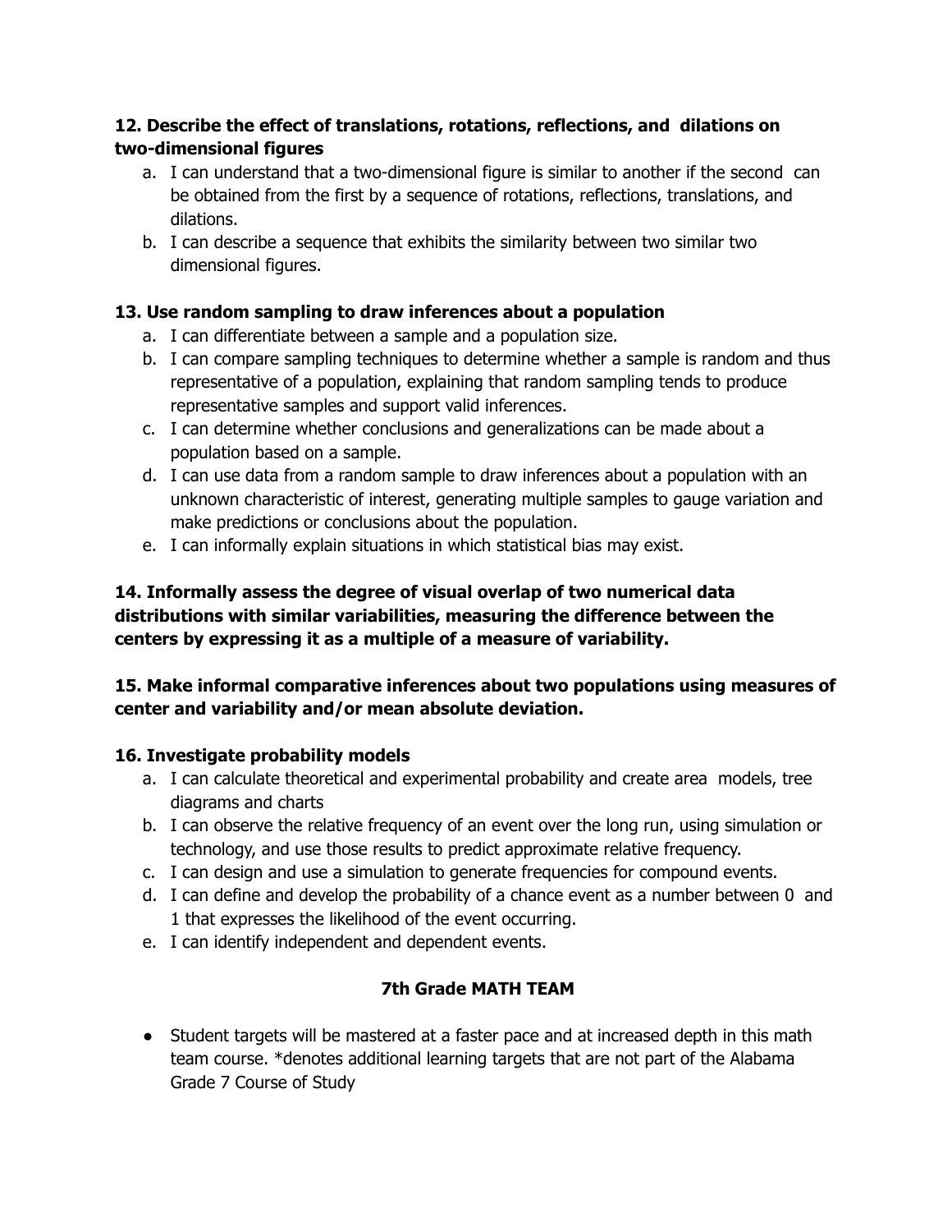**12. Describe the effect of translations, rotations, reflections, and dilations on two-dimensional figures**

a. I can understand that a two-dimensional figure is similar to another if the second can be obtained from the first by a sequence of rotations, reflections, translations, and dilations.
b. I can describe a sequence that exhibits the similarity between two similar two dimensional figures.

**13. Use random sampling to draw inferences about a population**

a. I can differentiate between a sample and a population size.
b. I can compare sampling techniques to determine whether a sample is random and thus representative of a population, explaining that random sampling tends to produce representative samples and support valid inferences.
c. I can determine whether conclusions and generalizations can be made about a population based on a sample.
d. I can use data from a random sample to draw inferences about a population with an unknown characteristic of interest, generating multiple samples to gauge variation and make predictions or conclusions about the population.
e. I can informally explain situations in which statistical bias may exist.

**14. Informally assess the degree of visual overlap of two numerical data distributions with similar variabilities, measuring the difference between the centers by expressing it as a multiple of a measure of variability.**

**15. Make informal comparative inferences about two populations using measures of center and variability and/or mean absolute deviation.**

**16. Investigate probability models**

a. I can calculate theoretical and experimental probability and create area models, tree diagrams and charts
b. I can observe the relative frequency of an event over the long run, using simulation or technology, and use those results to predict approximate relative frequency.
c. I can design and use a simulation to generate frequencies for compound events.
d. I can define and develop the probability of a chance event as a number between 0 and 1 that expresses the likelihood of the event occurring.
e. I can identify independent and dependent events.

## 7th Grade MATH TEAM

- Student targets will be mastered at a faster pace and at increased depth in this math team course. *denotes additional learning targets that are not part of the Alabama Grade 7 Course of Study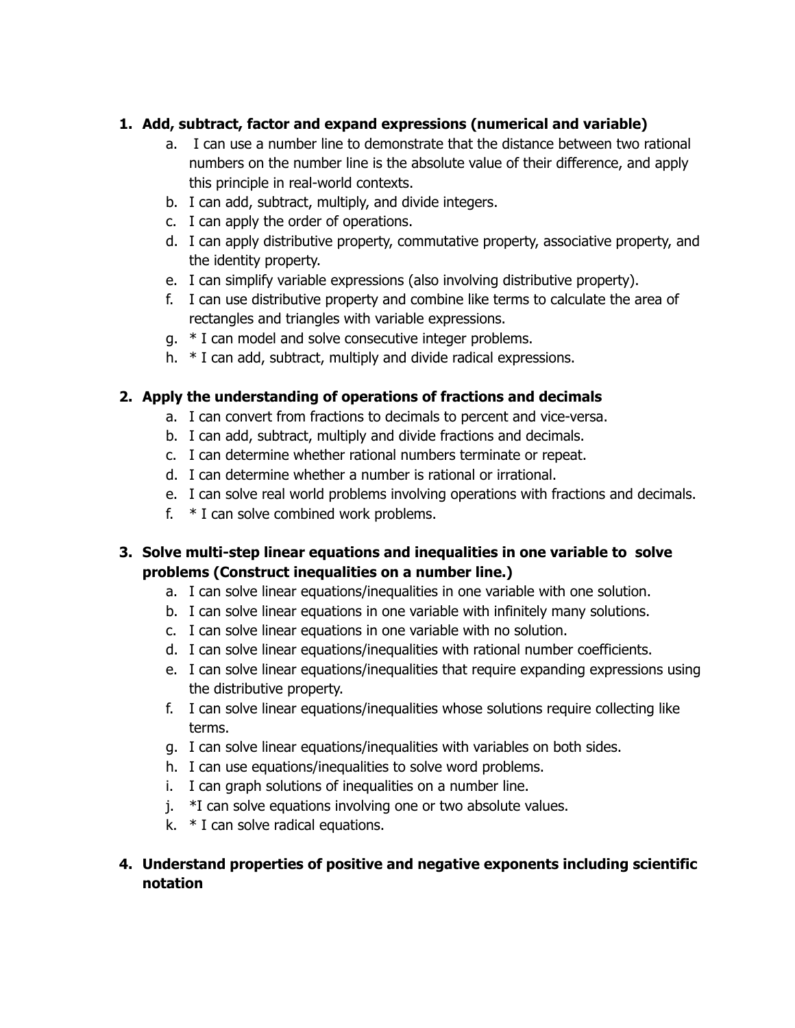1. **Add, subtract, factor and expand expressions (numerical and variable)**
    a. I can use a number line to demonstrate that the distance between two rational numbers on the number line is the absolute value of their difference, and apply this principle in real-world contexts.
    b. I can add, subtract, multiply, and divide integers.
    c. I can apply the order of operations.
    d. I can apply distributive property, commutative property, associative property, and the identity property.
    e. I can simplify variable expressions (also involving distributive property).
    f. I can use distributive property and combine like terms to calculate the area of rectangles and triangles with variable expressions.
    g. * I can model and solve consecutive integer problems.
    h. * I can add, subtract, multiply and divide radical expressions.

2. **Apply the understanding of operations of fractions and decimals**
    a. I can convert from fractions to decimals to percent and vice-versa.
    b. I can add, subtract, multiply and divide fractions and decimals.
    c. I can determine whether rational numbers terminate or repeat.
    d. I can determine whether a number is rational or irrational.
    e. I can solve real world problems involving operations with fractions and decimals.
    f. * I can solve combined work problems.

3. **Solve multi-step linear equations and inequalities in one variable to solve problems (Construct inequalities on a number line.)**
    a. I can solve linear equations/inequalities in one variable with one solution.
    b. I can solve linear equations in one variable with infinitely many solutions.
    c. I can solve linear equations in one variable with no solution.
    d. I can solve linear equations/inequalities with rational number coefficients.
    e. I can solve linear equations/inequalities that require expanding expressions using the distributive property.
    f. I can solve linear equations/inequalities whose solutions require collecting like terms.
    g. I can solve linear equations/inequalities with variables on both sides.
    h. I can use equations/inequalities to solve word problems.
    i. I can graph solutions of inequalities on a number line.
    j. *I can solve equations involving one or two absolute values.
    k. * I can solve radical equations.

4. **Understand properties of positive and negative exponents including scientific notation**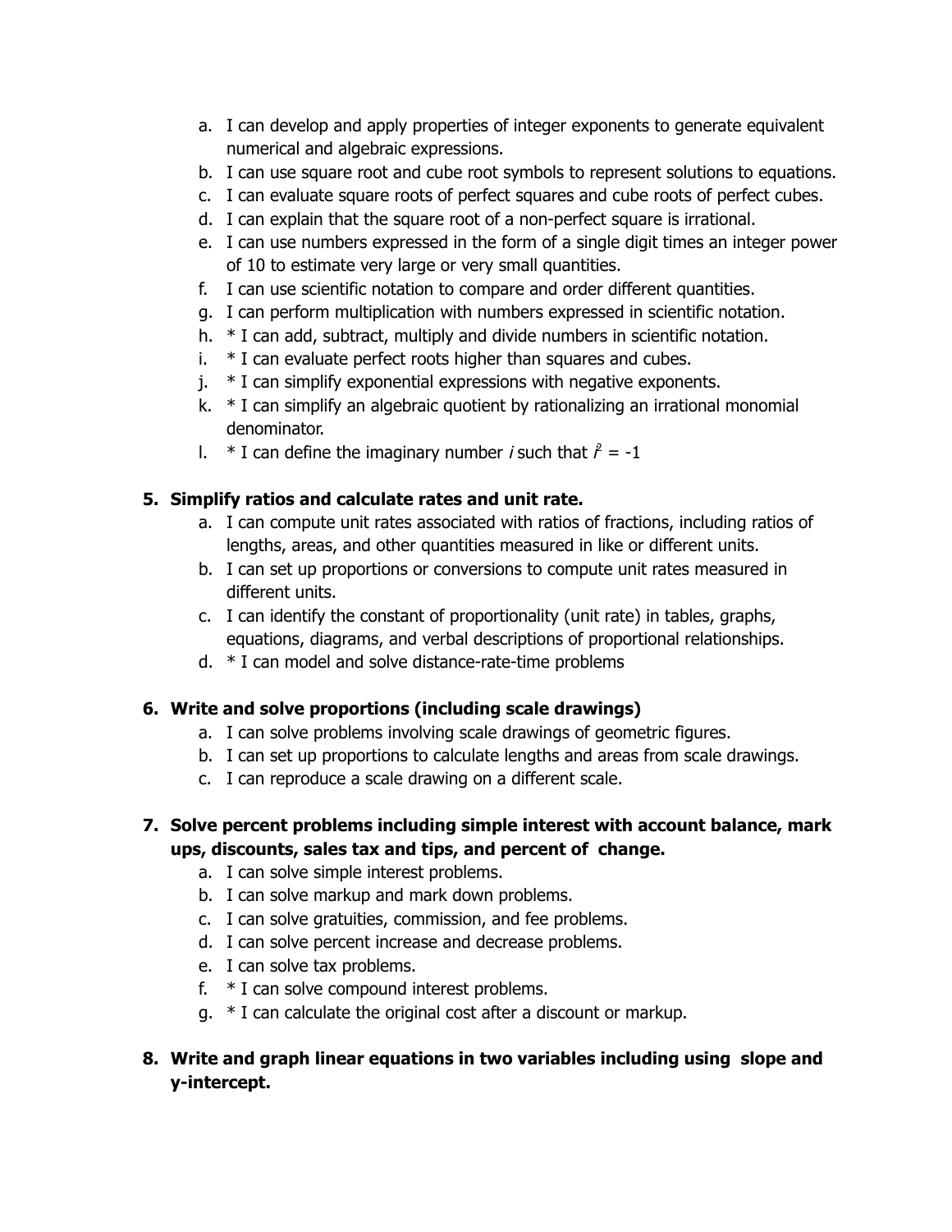a. I can develop and apply properties of integer exponents to generate equivalent numerical and algebraic expressions.
b. I can use square root and cube root symbols to represent solutions to equations.
c. I can evaluate square roots of perfect squares and cube roots of perfect cubes.
d. I can explain that the square root of a non-perfect square is irrational.
e. I can use numbers expressed in the form of a single digit times an integer power of 10 to estimate very large or very small quantities.
f. I can use scientific notation to compare and order different quantities.
g. I can perform multiplication with numbers expressed in scientific notation.
h. * I can add, subtract, multiply and divide numbers in scientific notation.
i. * I can evaluate perfect roots higher than squares and cubes.
j. * I can simplify exponential expressions with negative exponents.
k. * I can simplify an algebraic quotient by rationalizing an irrational monomial denominator.
l. * I can define the imaginary number $i$ such that $i^2 = -1$

**5. Simplify ratios and calculate rates and unit rate.**

a. I can compute unit rates associated with ratios of fractions, including ratios of lengths, areas, and other quantities measured in like or different units.
b. I can set up proportions or conversions to compute unit rates measured in different units.
c. I can identify the constant of proportionality (unit rate) in tables, graphs, equations, diagrams, and verbal descriptions of proportional relationships.
d. * I can model and solve distance-rate-time problems

**6. Write and solve proportions (including scale drawings)**

a. I can solve problems involving scale drawings of geometric figures.
b. I can set up proportions to calculate lengths and areas from scale drawings.
c. I can reproduce a scale drawing on a different scale.

**7. Solve percent problems including simple interest with account balance, mark ups, discounts, sales tax and tips, and percent of change.**

a. I can solve simple interest problems.
b. I can solve markup and mark down problems.
c. I can solve gratuities, commission, and fee problems.
d. I can solve percent increase and decrease problems.
e. I can solve tax problems.
f. * I can solve compound interest problems.
g. * I can calculate the original cost after a discount or markup.

**8. Write and graph linear equations in two variables including using slope and y-intercept.**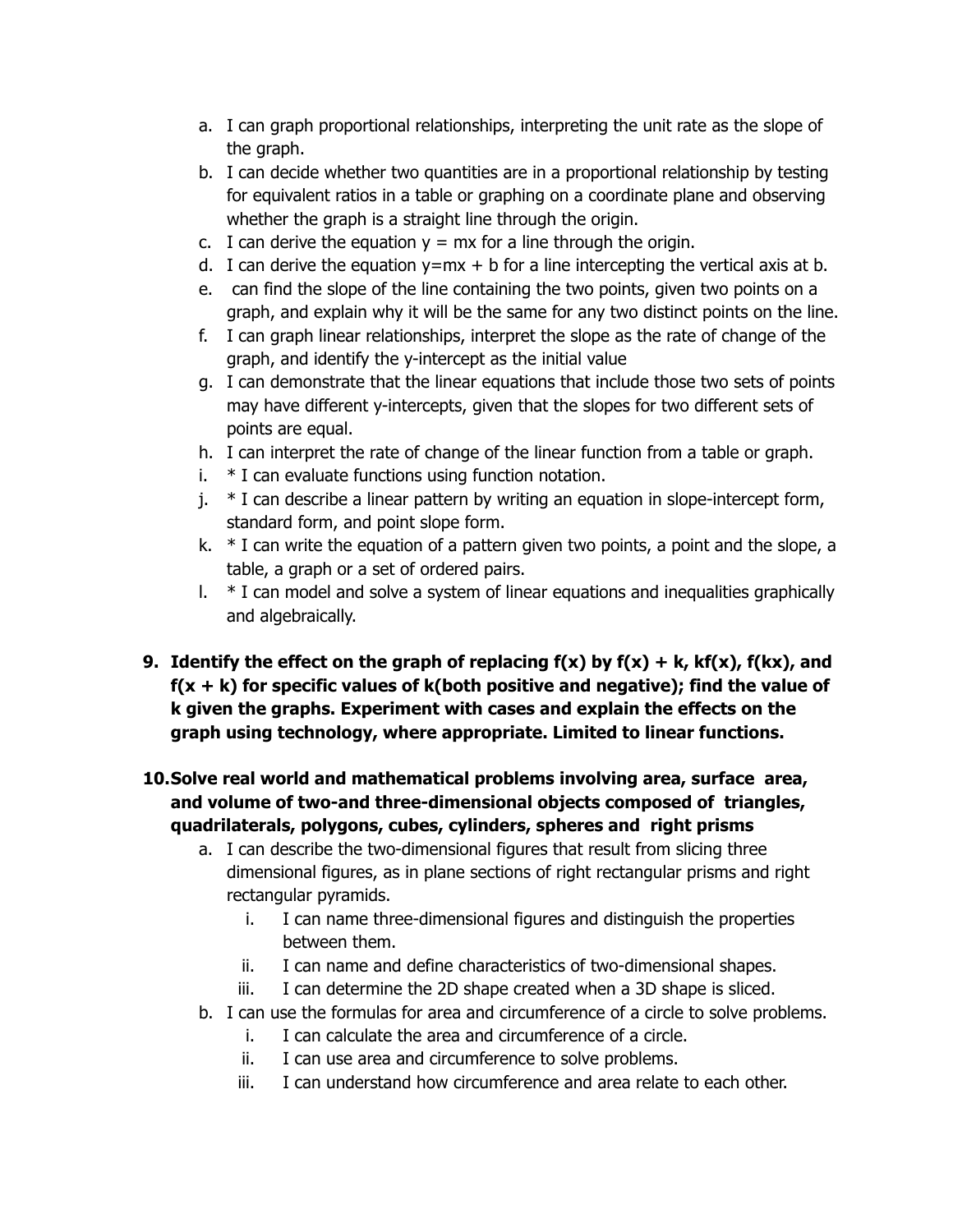a. I can graph proportional relationships, interpreting the unit rate as the slope of the graph.
b. I can decide whether two quantities are in a proportional relationship by testing for equivalent ratios in a table or graphing on a coordinate plane and observing whether the graph is a straight line through the origin.
c. I can derive the equation $y = mx$ for a line through the origin.
d. I can derive the equation $y=mx + b$ for a line intercepting the vertical axis at b.
e. can find the slope of the line containing the two points, given two points on a graph, and explain why it will be the same for any two distinct points on the line.
f. I can graph linear relationships, interpret the slope as the rate of change of the graph, and identify the y-intercept as the initial value
g. I can demonstrate that the linear equations that include those two sets of points may have different y-intercepts, given that the slopes for two different sets of points are equal.
h. I can interpret the rate of change of the linear function from a table or graph.
i. * I can evaluate functions using function notation.
j. * I can describe a linear pattern by writing an equation in slope-intercept form, standard form, and point slope form.
k. * I can write the equation of a pattern given two points, a point and the slope, a table, a graph or a set of ordered pairs.
l. * I can model and solve a system of linear equations and inequalities graphically and algebraically.

9. **Identify the effect on the graph of replacing $f(x)$ by $f(x) + k$, $kf(x)$, $f(kx)$, and $f(x + k)$ for specific values of k(both positive and negative); find the value of k given the graphs. Experiment with cases and explain the effects on the graph using technology, where appropriate. Limited to linear functions.**

10. **Solve real world and mathematical problems involving area, surface area, and volume of two-and three-dimensional objects composed of triangles, quadrilaterals, polygons, cubes, cylinders, spheres and right prisms**
    a. I can describe the two-dimensional figures that result from slicing three dimensional figures, as in plane sections of right rectangular prisms and right rectangular pyramids.
        i. I can name three-dimensional figures and distinguish the properties between them.
        ii. I can name and define characteristics of two-dimensional shapes.
        iii. I can determine the 2D shape created when a 3D shape is sliced.
    b. I can use the formulas for area and circumference of a circle to solve problems.
        i. I can calculate the area and circumference of a circle.
        ii. I can use area and circumference to solve problems.
        iii. I can understand how circumference and area relate to each other.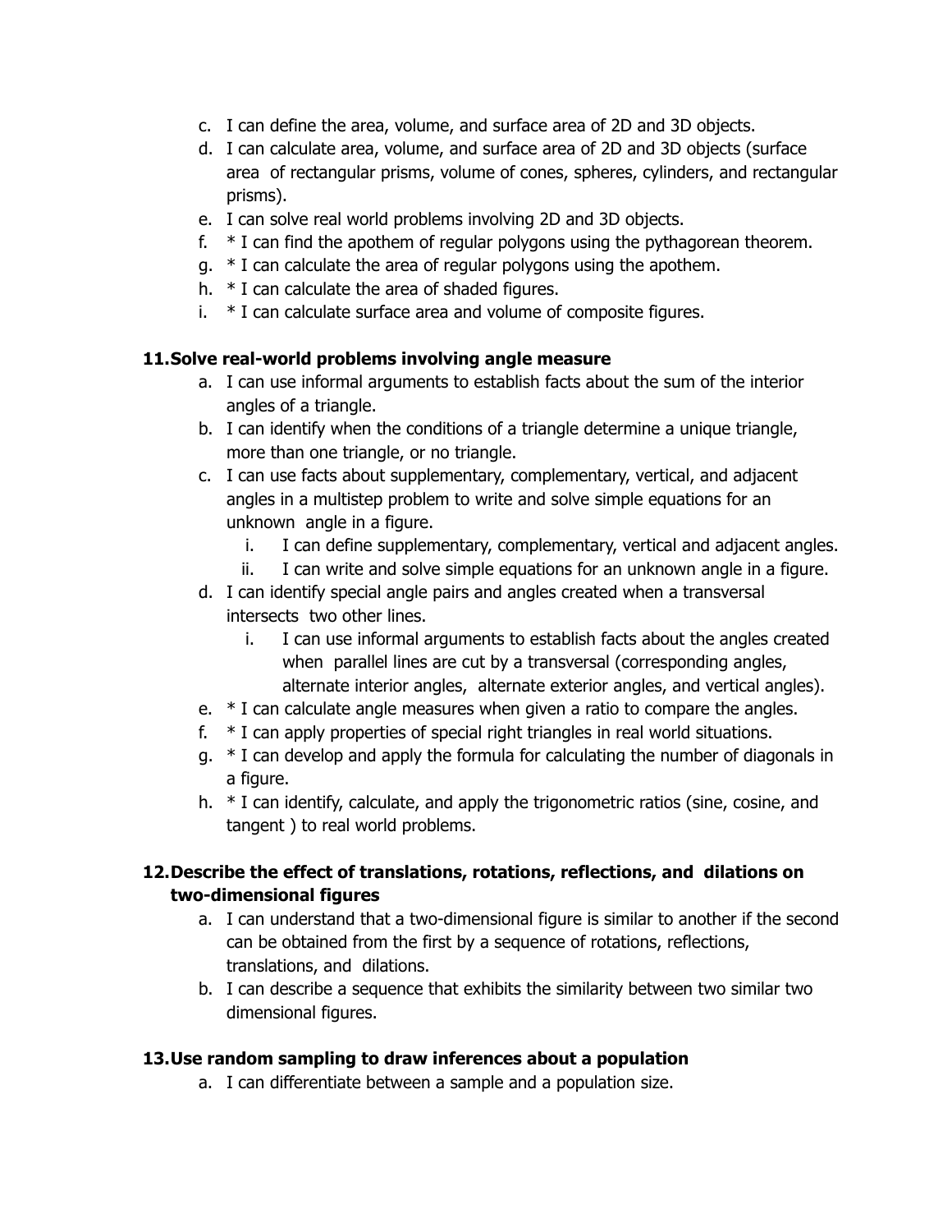c. I can define the area, volume, and surface area of 2D and 3D objects.
d. I can calculate area, volume, and surface area of 2D and 3D objects (surface area of rectangular prisms, volume of cones, spheres, cylinders, and rectangular prisms).
e. I can solve real world problems involving 2D and 3D objects.
f. * I can find the apothem of regular polygons using the pythagorean theorem.
g. * I can calculate the area of regular polygons using the apothem.
h. * I can calculate the area of shaded figures.
i. * I can calculate surface area and volume of composite figures.

**11. Solve real-world problems involving angle measure**

a. I can use informal arguments to establish facts about the sum of the interior angles of a triangle.
b. I can identify when the conditions of a triangle determine a unique triangle, more than one triangle, or no triangle.
c. I can use facts about supplementary, complementary, vertical, and adjacent angles in a multistep problem to write and solve simple equations for an unknown angle in a figure.
    i. I can define supplementary, complementary, vertical and adjacent angles.
    ii. I can write and solve simple equations for an unknown angle in a figure.
d. I can identify special angle pairs and angles created when a transversal intersects two other lines.
    i. I can use informal arguments to establish facts about the angles created when parallel lines are cut by a transversal (corresponding angles, alternate interior angles, alternate exterior angles, and vertical angles).
e. * I can calculate angle measures when given a ratio to compare the angles.
f. * I can apply properties of special right triangles in real world situations.
g. * I can develop and apply the formula for calculating the number of diagonals in a figure.
h. * I can identify, calculate, and apply the trigonometric ratios (sine, cosine, and tangent ) to real world problems.

**12. Describe the effect of translations, rotations, reflections, and dilations on two-dimensional figures**

a. I can understand that a two-dimensional figure is similar to another if the second can be obtained from the first by a sequence of rotations, reflections, translations, and dilations.
b. I can describe a sequence that exhibits the similarity between two similar two dimensional figures.

**13. Use random sampling to draw inferences about a population**

a. I can differentiate between a sample and a population size.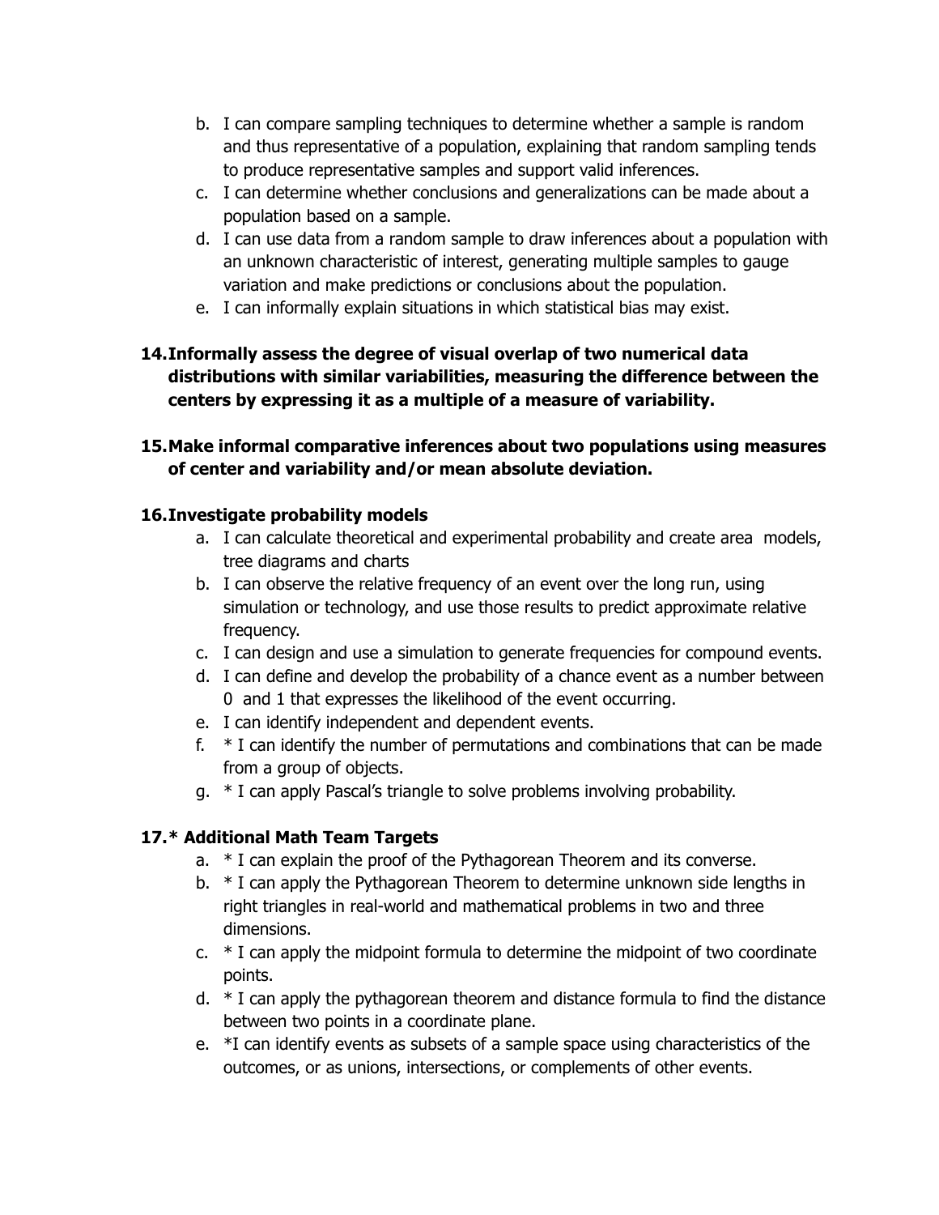b. I can compare sampling techniques to determine whether a sample is random and thus representative of a population, explaining that random sampling tends to produce representative samples and support valid inferences.
c. I can determine whether conclusions and generalizations can be made about a population based on a sample.
d. I can use data from a random sample to draw inferences about a population with an unknown characteristic of interest, generating multiple samples to gauge variation and make predictions or conclusions about the population.
e. I can informally explain situations in which statistical bias may exist.

**14. Informally assess the degree of visual overlap of two numerical data distributions with similar variabilities, measuring the difference between the centers by expressing it as a multiple of a measure of variability.**

**15. Make informal comparative inferences about two populations using measures of center and variability and/or mean absolute deviation.**

**16. Investigate probability models**

a. I can calculate theoretical and experimental probability and create area models, tree diagrams and charts
b. I can observe the relative frequency of an event over the long run, using simulation or technology, and use those results to predict approximate relative frequency.
c. I can design and use a simulation to generate frequencies for compound events.
d. I can define and develop the probability of a chance event as a number between 0 and 1 that expresses the likelihood of the event occurring.
e. I can identify independent and dependent events.
f. * I can identify the number of permutations and combinations that can be made from a group of objects.
g. * I can apply Pascal's triangle to solve problems involving probability.

**17. * Additional Math Team Targets**

a. * I can explain the proof of the Pythagorean Theorem and its converse.
b. * I can apply the Pythagorean Theorem to determine unknown side lengths in right triangles in real-world and mathematical problems in two and three dimensions.
c. * I can apply the midpoint formula to determine the midpoint of two coordinate points.
d. * I can apply the pythagorean theorem and distance formula to find the distance between two points in a coordinate plane.
e. *I can identify events as subsets of a sample space using characteristics of the outcomes, or as unions, intersections, or complements of other events.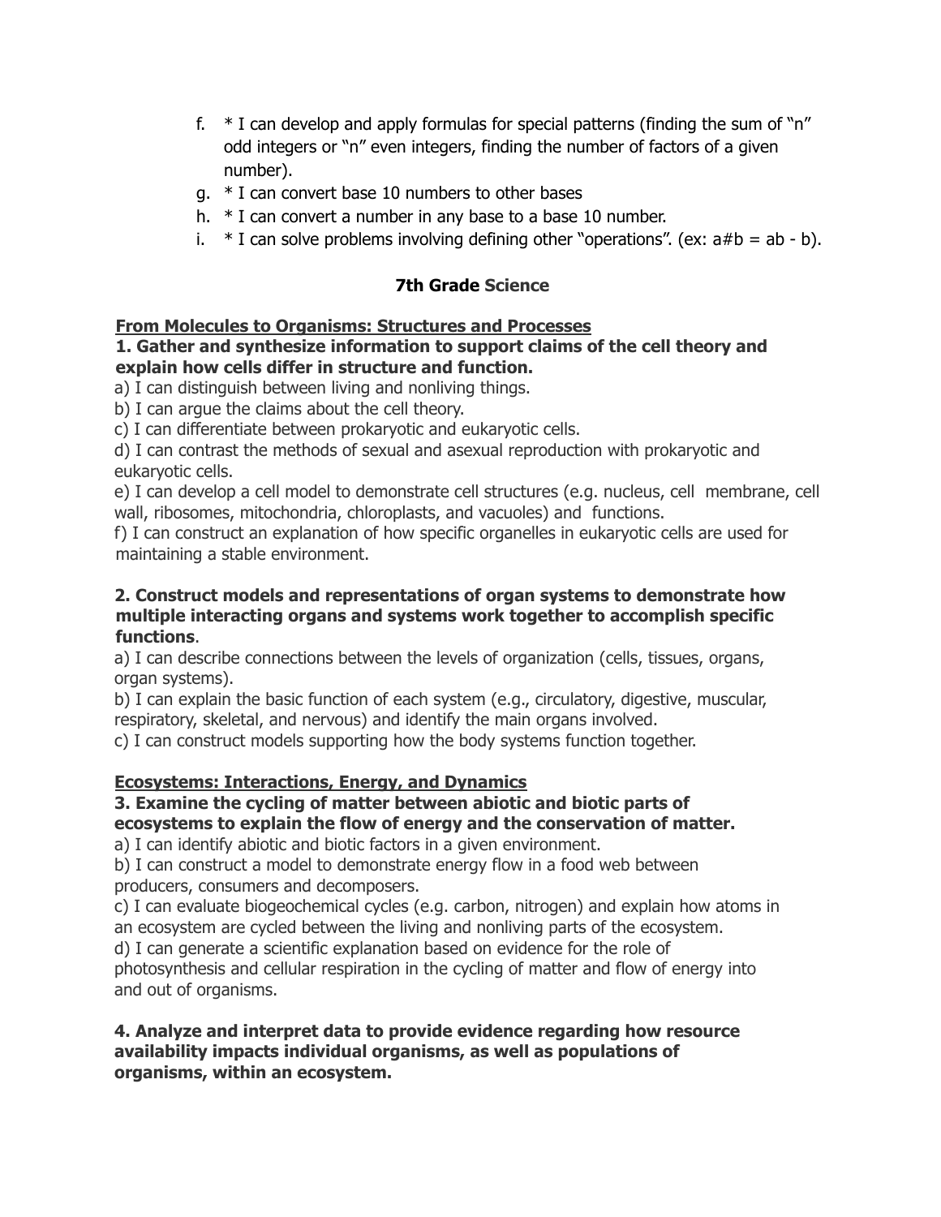f. * I can develop and apply formulas for special patterns (finding the sum of "n" odd integers or "n" even integers, finding the number of factors of a given number).
g. * I can convert base 10 numbers to other bases
h. * I can convert a number in any base to a base 10 number.
i. * I can solve problems involving defining other "operations". (ex: a#b = ab - b).

## 7th Grade Science

### From Molecules to Organisms: Structures and Processes

**1. Gather and synthesize information to support claims of the cell theory and explain how cells differ in structure and function.**

a) I can distinguish between living and nonliving things.
b) I can argue the claims about the cell theory.
c) I can differentiate between prokaryotic and eukaryotic cells.
d) I can contrast the methods of sexual and asexual reproduction with prokaryotic and eukaryotic cells.
e) I can develop a cell model to demonstrate cell structures (e.g. nucleus, cell membrane, cell wall, ribosomes, mitochondria, chloroplasts, and vacuoles) and functions.
f) I can construct an explanation of how specific organelles in eukaryotic cells are used for maintaining a stable environment.

**2. Construct models and representations of organ systems to demonstrate how multiple interacting organs and systems work together to accomplish specific functions**.

a) I can describe connections between the levels of organization (cells, tissues, organs, organ systems).
b) I can explain the basic function of each system (e.g., circulatory, digestive, muscular, respiratory, skeletal, and nervous) and identify the main organs involved.
c) I can construct models supporting how the body systems function together.

### Ecosystems: Interactions, Energy, and Dynamics

**3. Examine the cycling of matter between abiotic and biotic parts of ecosystems to explain the flow of energy and the conservation of matter.**

a) I can identify abiotic and biotic factors in a given environment.
b) I can construct a model to demonstrate energy flow in a food web between producers, consumers and decomposers.
c) I can evaluate biogeochemical cycles (e.g. carbon, nitrogen) and explain how atoms in an ecosystem are cycled between the living and nonliving parts of the ecosystem.
d) I can generate a scientific explanation based on evidence for the role of photosynthesis and cellular respiration in the cycling of matter and flow of energy into and out of organisms.

**4. Analyze and interpret data to provide evidence regarding how resource availability impacts individual organisms, as well as populations of organisms, within an ecosystem.**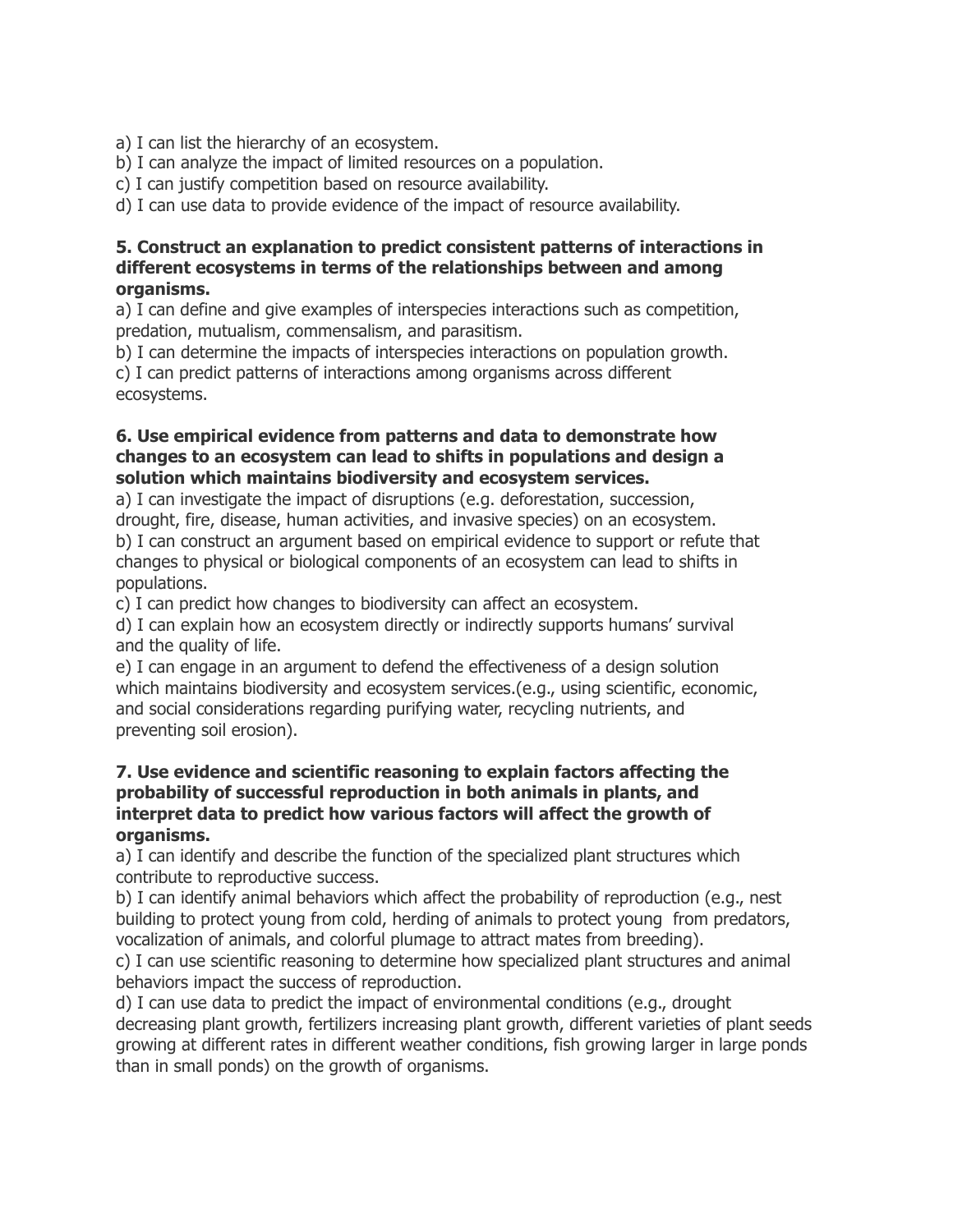a) I can list the hierarchy of an ecosystem.
b) I can analyze the impact of limited resources on a population.
c) I can justify competition based on resource availability.
d) I can use data to provide evidence of the impact of resource availability.

**5. Construct an explanation to predict consistent patterns of interactions in different ecosystems in terms of the relationships between and among organisms.**

a) I can define and give examples of interspecies interactions such as competition, predation, mutualism, commensalism, and parasitism.
b) I can determine the impacts of interspecies interactions on population growth.
c) I can predict patterns of interactions among organisms across different ecosystems.

**6. Use empirical evidence from patterns and data to demonstrate how changes to an ecosystem can lead to shifts in populations and design a solution which maintains biodiversity and ecosystem services.**

a) I can investigate the impact of disruptions (e.g. deforestation, succession, drought, fire, disease, human activities, and invasive species) on an ecosystem.
b) I can construct an argument based on empirical evidence to support or refute that changes to physical or biological components of an ecosystem can lead to shifts in populations.
c) I can predict how changes to biodiversity can affect an ecosystem.
d) I can explain how an ecosystem directly or indirectly supports humans' survival and the quality of life.
e) I can engage in an argument to defend the effectiveness of a design solution which maintains biodiversity and ecosystem services.(e.g., using scientific, economic, and social considerations regarding purifying water, recycling nutrients, and preventing soil erosion).

**7. Use evidence and scientific reasoning to explain factors affecting the probability of successful reproduction in both animals in plants, and interpret data to predict how various factors will affect the growth of organisms.**

a) I can identify and describe the function of the specialized plant structures which contribute to reproductive success.
b) I can identify animal behaviors which affect the probability of reproduction (e.g., nest building to protect young from cold, herding of animals to protect young from predators, vocalization of animals, and colorful plumage to attract mates from breeding).
c) I can use scientific reasoning to determine how specialized plant structures and animal behaviors impact the success of reproduction.
d) I can use data to predict the impact of environmental conditions (e.g., drought decreasing plant growth, fertilizers increasing plant growth, different varieties of plant seeds growing at different rates in different weather conditions, fish growing larger in large ponds than in small ponds) on the growth of organisms.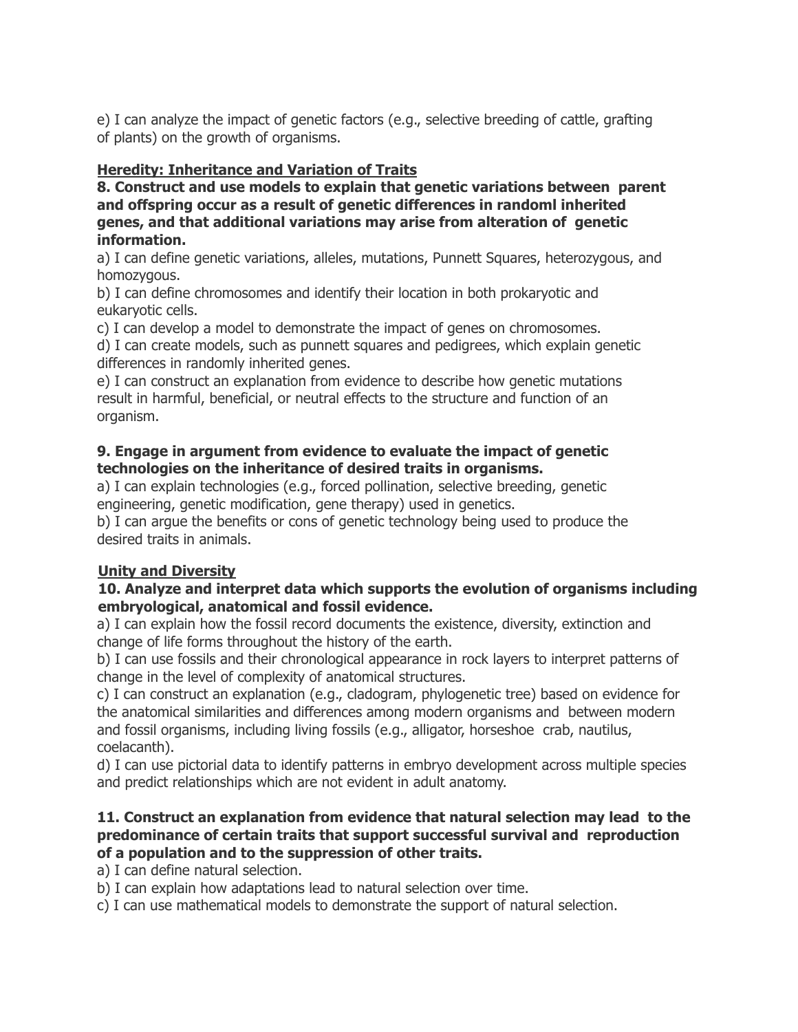e) I can analyze the impact of genetic factors (e.g., selective breeding of cattle, grafting of plants) on the growth of organisms.

**<u>Heredity: Inheritance and Variation of Traits</u>**

**8. Construct and use models to explain that genetic variations between parent and offspring occur as a result of genetic differences in randoml inherited genes, and that additional variations may arise from alteration of genetic information.**

a) I can define genetic variations, alleles, mutations, Punnett Squares, heterozygous, and homozygous.

b) I can define chromosomes and identify their location in both prokaryotic and eukaryotic cells.

c) I can develop a model to demonstrate the impact of genes on chromosomes.

d) I can create models, such as punnett squares and pedigrees, which explain genetic differences in randomly inherited genes.

e) I can construct an explanation from evidence to describe how genetic mutations result in harmful, beneficial, or neutral effects to the structure and function of an organism.

**9. Engage in argument from evidence to evaluate the impact of genetic technologies on the inheritance of desired traits in organisms.**

a) I can explain technologies (e.g., forced pollination, selective breeding, genetic engineering, genetic modification, gene therapy) used in genetics.

b) I can argue the benefits or cons of genetic technology being used to produce the desired traits in animals.

**<u>Unity and Diversity</u>**

**10. Analyze and interpret data which supports the evolution of organisms including embryological, anatomical and fossil evidence.**

a) I can explain how the fossil record documents the existence, diversity, extinction and change of life forms throughout the history of the earth.

b) I can use fossils and their chronological appearance in rock layers to interpret patterns of change in the level of complexity of anatomical structures.

c) I can construct an explanation (e.g., cladogram, phylogenetic tree) based on evidence for the anatomical similarities and differences among modern organisms and between modern and fossil organisms, including living fossils (e.g., alligator, horseshoe crab, nautilus, coelacanth).

d) I can use pictorial data to identify patterns in embryo development across multiple species and predict relationships which are not evident in adult anatomy.

**11. Construct an explanation from evidence that natural selection may lead to the predominance of certain traits that support successful survival and reproduction of a population and to the suppression of other traits.**

a) I can define natural selection.

b) I can explain how adaptations lead to natural selection over time.

c) I can use mathematical models to demonstrate the support of natural selection.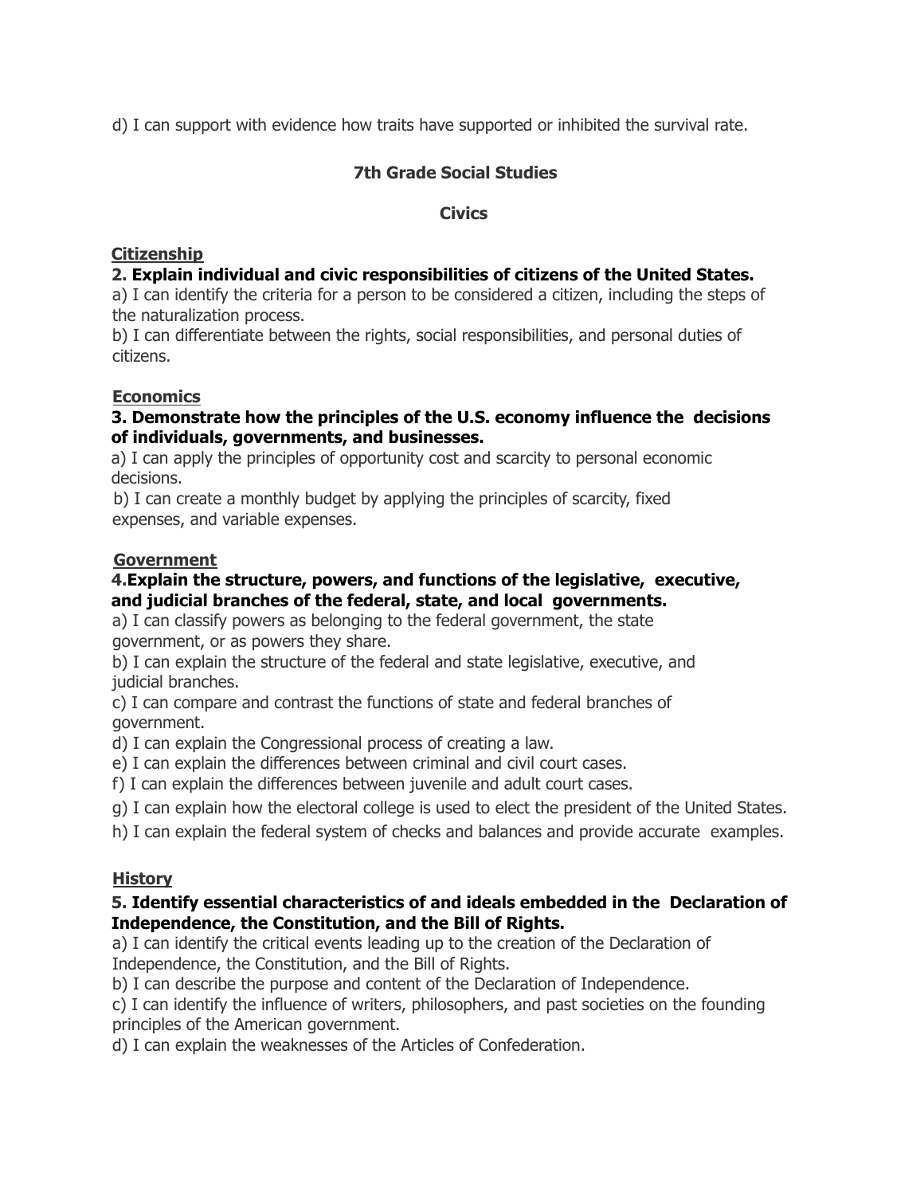d) I can support with evidence how traits have supported or inhibited the survival rate.

## 7th Grade Social Studies

### Civics

**Citizenship**

**2. Explain individual and civic responsibilities of citizens of the United States.**

a) I can identify the criteria for a person to be considered a citizen, including the steps of the naturalization process.

b) I can differentiate between the rights, social responsibilities, and personal duties of citizens.

**Economics**

**3. Demonstrate how the principles of the U.S. economy influence the decisions of individuals, governments, and businesses.**

a) I can apply the principles of opportunity cost and scarcity to personal economic decisions.

b) I can create a monthly budget by applying the principles of scarcity, fixed expenses, and variable expenses.

**Government**

**4.Explain the structure, powers, and functions of the legislative, executive, and judicial branches of the federal, state, and local governments.**

a) I can classify powers as belonging to the federal government, the state government, or as powers they share.

b) I can explain the structure of the federal and state legislative, executive, and judicial branches.

c) I can compare and contrast the functions of state and federal branches of government.

d) I can explain the Congressional process of creating a law.

e) I can explain the differences between criminal and civil court cases.

f) I can explain the differences between juvenile and adult court cases.

g) I can explain how the electoral college is used to elect the president of the United States.

h) I can explain the federal system of checks and balances and provide accurate examples.

**History**

**5. Identify essential characteristics of and ideals embedded in the Declaration of Independence, the Constitution, and the Bill of Rights.**

a) I can identify the critical events leading up to the creation of the Declaration of Independence, the Constitution, and the Bill of Rights.

b) I can describe the purpose and content of the Declaration of Independence.

c) I can identify the influence of writers, philosophers, and past societies on the founding principles of the American government.

d) I can explain the weaknesses of the Articles of Confederation.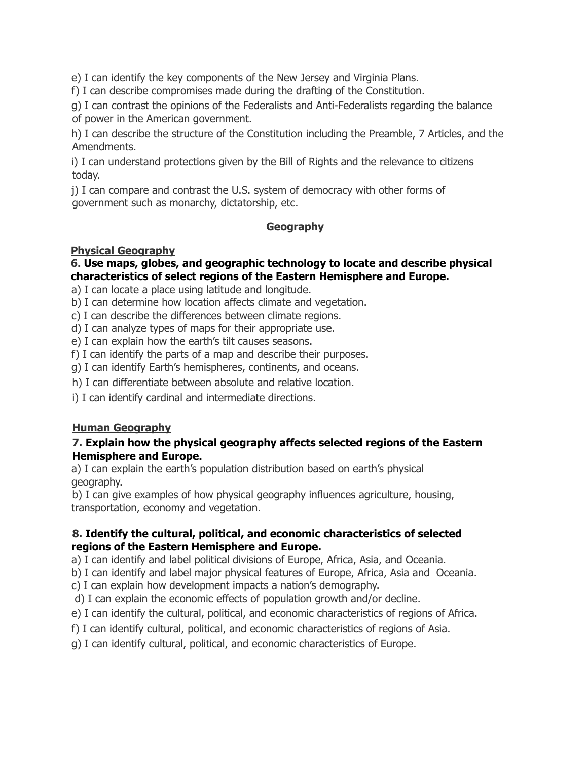e) I can identify the key components of the New Jersey and Virginia Plans.

f) I can describe compromises made during the drafting of the Constitution.

g) I can contrast the opinions of the Federalists and Anti-Federalists regarding the balance of power in the American government.

h) I can describe the structure of the Constitution including the Preamble, 7 Articles, and the Amendments.

i) I can understand protections given by the Bill of Rights and the relevance to citizens today.

j) I can compare and contrast the U.S. system of democracy with other forms of government such as monarchy, dictatorship, etc.

## Geography

### Physical Geography

**6. Use maps, globes, and geographic technology to locate and describe physical characteristics of select regions of the Eastern Hemisphere and Europe.**

a) I can locate a place using latitude and longitude.

b) I can determine how location affects climate and vegetation.

c) I can describe the differences between climate regions.

d) I can analyze types of maps for their appropriate use.

e) I can explain how the earth's tilt causes seasons.

f) I can identify the parts of a map and describe their purposes.

g) I can identify Earth's hemispheres, continents, and oceans.

h) I can differentiate between absolute and relative location.

i) I can identify cardinal and intermediate directions.

### Human Geography

**7. Explain how the physical geography affects selected regions of the Eastern Hemisphere and Europe.**

a) I can explain the earth's population distribution based on earth's physical geography.

b) I can give examples of how physical geography influences agriculture, housing, transportation, economy and vegetation.

**8. Identify the cultural, political, and economic characteristics of selected regions of the Eastern Hemisphere and Europe.**

a) I can identify and label political divisions of Europe, Africa, Asia, and Oceania.

b) I can identify and label major physical features of Europe, Africa, Asia and Oceania.

c) I can explain how development impacts a nation's demography.

d) I can explain the economic effects of population growth and/or decline.

e) I can identify the cultural, political, and economic characteristics of regions of Africa.

f) I can identify cultural, political, and economic characteristics of regions of Asia.

g) I can identify cultural, political, and economic characteristics of Europe.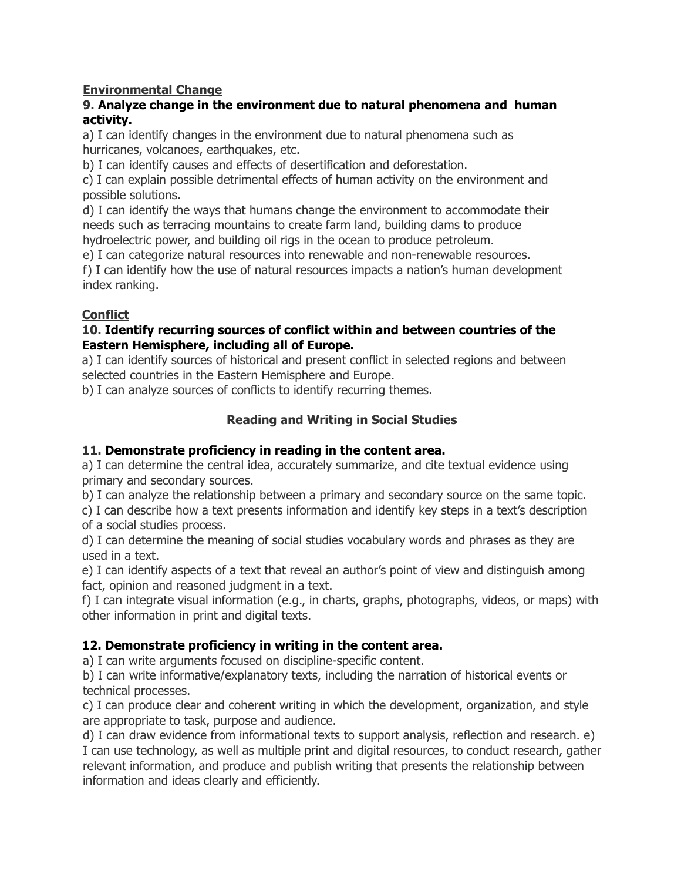**<u>Environmental Change</u>**

**9. Analyze change in the environment due to natural phenomena and human activity.**

a) I can identify changes in the environment due to natural phenomena such as hurricanes, volcanoes, earthquakes, etc.

b) I can identify causes and effects of desertification and deforestation.

c) I can explain possible detrimental effects of human activity on the environment and possible solutions.

d) I can identify the ways that humans change the environment to accommodate their needs such as terracing mountains to create farm land, building dams to produce hydroelectric power, and building oil rigs in the ocean to produce petroleum.

e) I can categorize natural resources into renewable and non-renewable resources.

f) I can identify how the use of natural resources impacts a nation's human development index ranking.

**<u>Conflict</u>**

**10. Identify recurring sources of conflict within and between countries of the Eastern Hemisphere, including all of Europe.**

a) I can identify sources of historical and present conflict in selected regions and between selected countries in the Eastern Hemisphere and Europe.

b) I can analyze sources of conflicts to identify recurring themes.

## Reading and Writing in Social Studies

**11. Demonstrate proficiency in reading in the content area.**

a) I can determine the central idea, accurately summarize, and cite textual evidence using primary and secondary sources.

b) I can analyze the relationship between a primary and secondary source on the same topic.

c) I can describe how a text presents information and identify key steps in a text's description of a social studies process.

d) I can determine the meaning of social studies vocabulary words and phrases as they are used in a text.

e) I can identify aspects of a text that reveal an author's point of view and distinguish among fact, opinion and reasoned judgment in a text.

f) I can integrate visual information (e.g., in charts, graphs, photographs, videos, or maps) with other information in print and digital texts.

**12. Demonstrate proficiency in writing in the content area.**

a) I can write arguments focused on discipline-specific content.

b) I can write informative/explanatory texts, including the narration of historical events or technical processes.

c) I can produce clear and coherent writing in which the development, organization, and style are appropriate to task, purpose and audience.

d) I can draw evidence from informational texts to support analysis, reflection and research. e) I can use technology, as well as multiple print and digital resources, to conduct research, gather relevant information, and produce and publish writing that presents the relationship between information and ideas clearly and efficiently.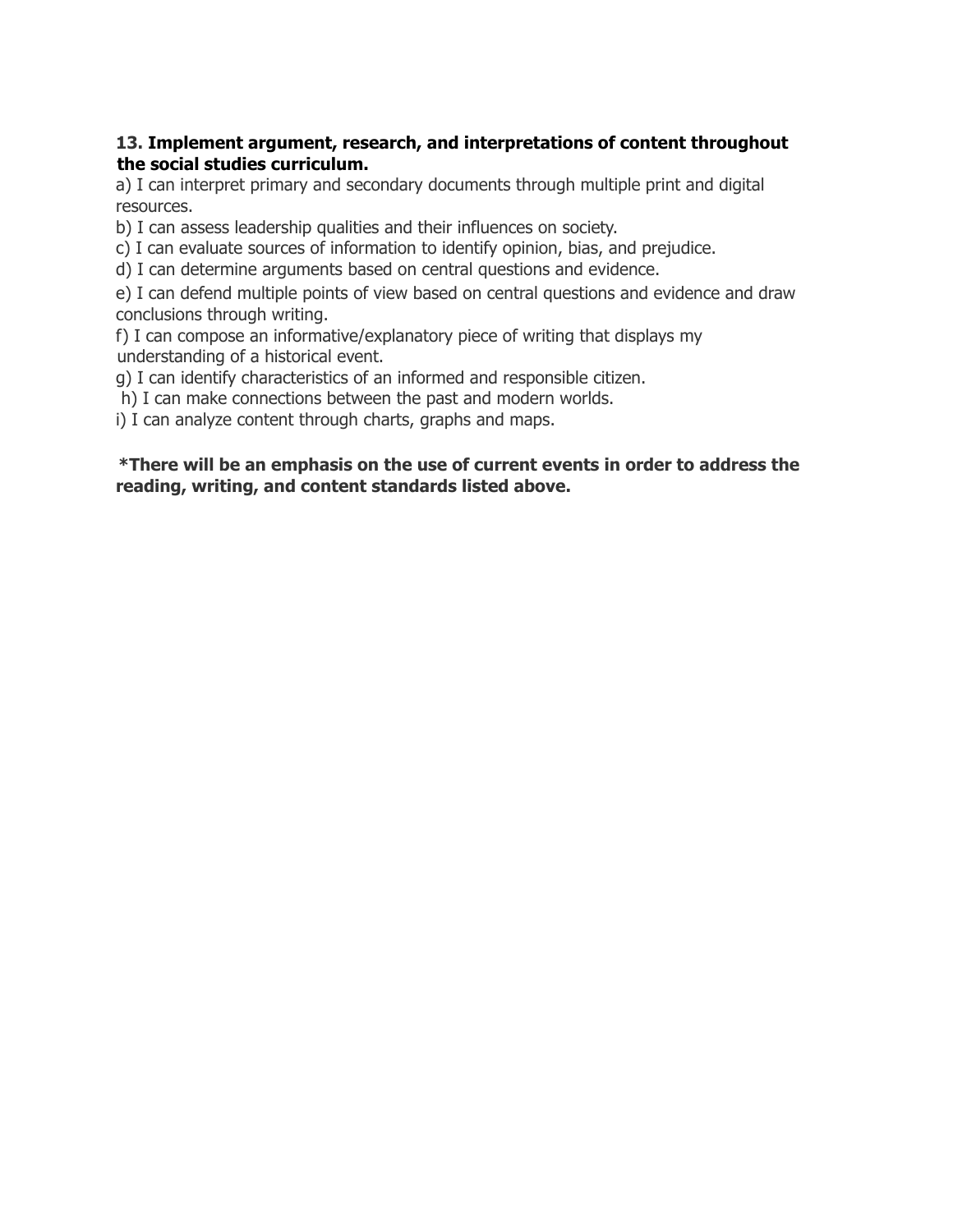**13. Implement argument, research, and interpretations of content throughout the social studies curriculum.**

a) I can interpret primary and secondary documents through multiple print and digital resources.
b) I can assess leadership qualities and their influences on society.
c) I can evaluate sources of information to identify opinion, bias, and prejudice.
d) I can determine arguments based on central questions and evidence.
e) I can defend multiple points of view based on central questions and evidence and draw conclusions through writing.
f) I can compose an informative/explanatory piece of writing that displays my understanding of a historical event.
g) I can identify characteristics of an informed and responsible citizen.
h) I can make connections between the past and modern worlds.
i) I can analyze content through charts, graphs and maps.

**\*There will be an emphasis on the use of current events in order to address the reading, writing, and content standards listed above.**